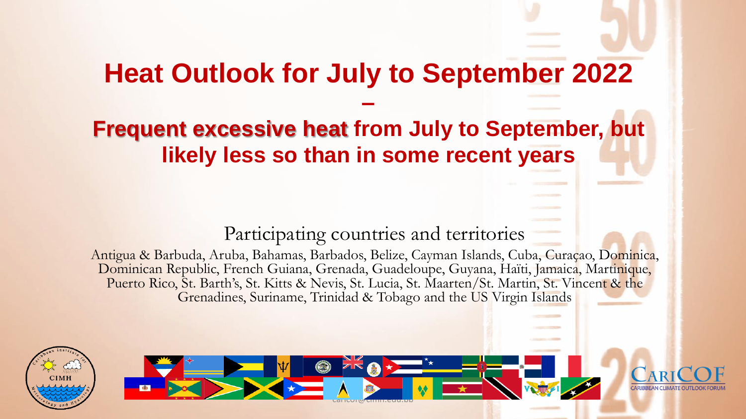# Heat Outlook for July to September 2022

–

## Frequent excessive heat from July to September, but likely less so than in some recent years

Participating countries and territories

Antigua & Barbuda, Aruba, Bahamas, Barbados, Belize, Cayman Islands, Cuba, Curaçao, Dominica, Dominican Republic, French Guiana, Grenada, Guadeloupe, Guyana, Haïti, Jamaica, Martinique, Puerto Rico, St. Barth's, St. Kitts & Nevis, St. Lucia, St. Maarten/St. Martin, St. Vincent & the Grenadines, Suriname, Trinidad & Tobago and the US Virgin Islands

caricof@cimh.edu.bb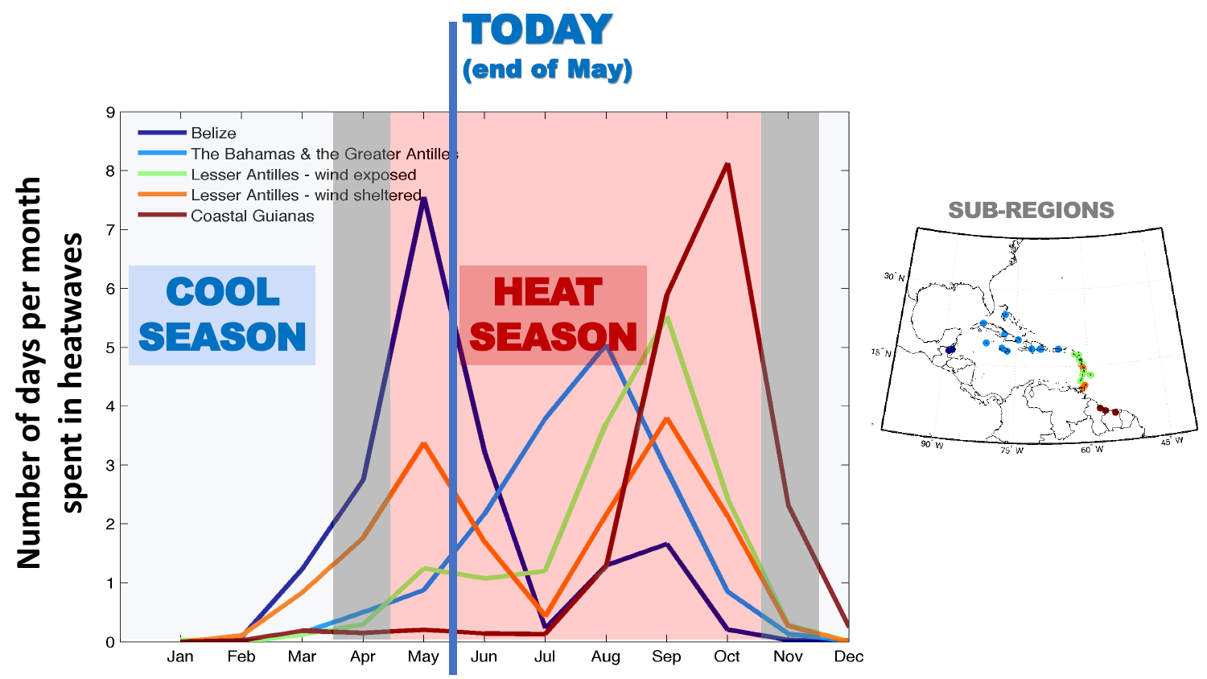**TODAY**
**(end of May)**

**COOL SEASON**

**HEAT SEASON**

Number of days per month spent in heatwaves

- Belize
- The Bahamas & the Greater Antilles
- Lesser Antilles - wind exposed
- Lesser Antilles - wind sheltered
- Coastal Guianas

0 1 2 3 4 5 6 7 8 9

Jan Feb Mar Apr May Jun Jul Aug Sep Oct Nov Dec

**SUB-REGIONS**

30° N
15° N
90° W 75° W 60° W 45° W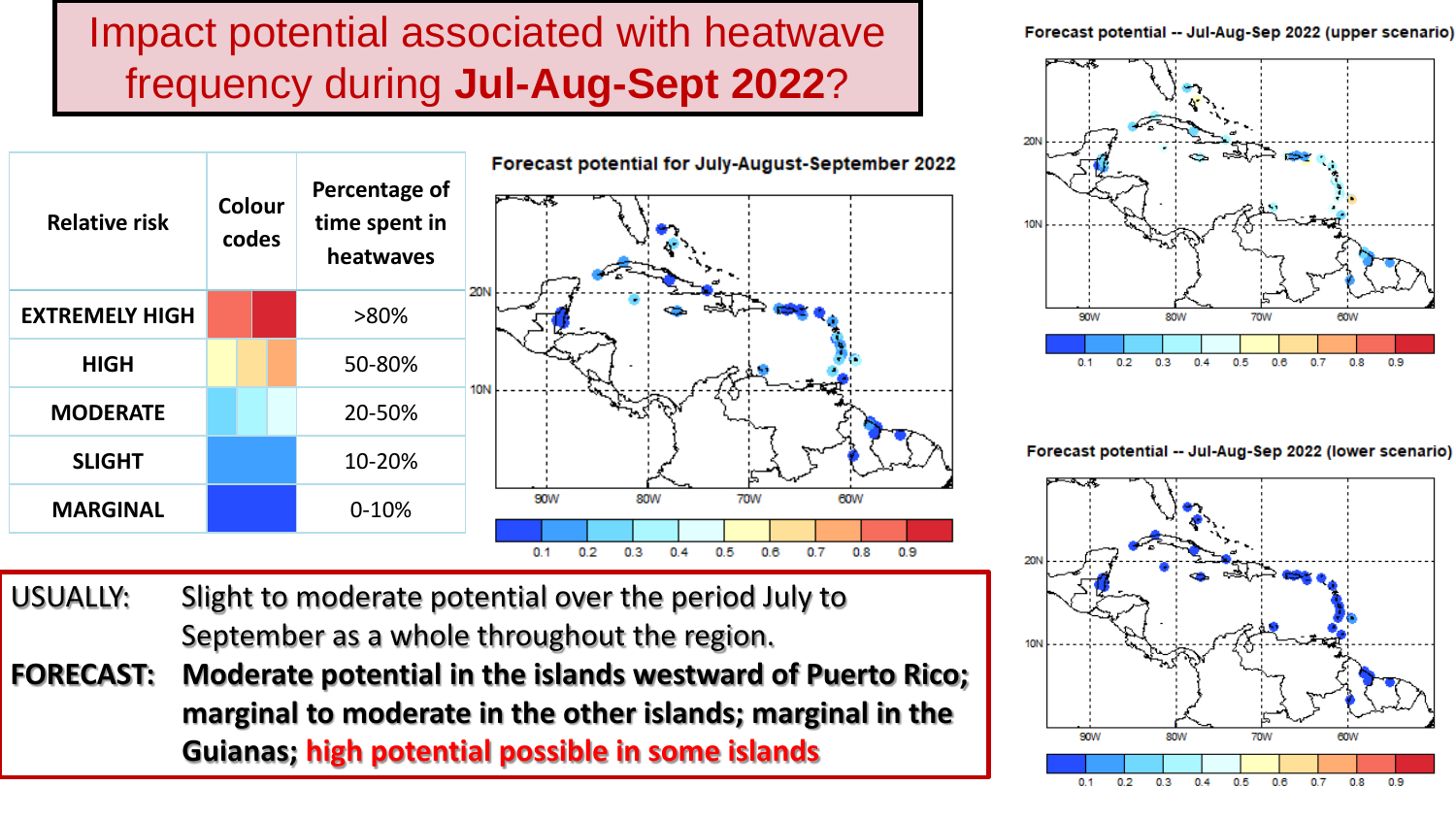# Impact potential associated with heatwave frequency during **Jul-Aug-Sept 2022**?

| Relative risk | Colour codes | Percentage of time spent in heatwaves |
|---|---|---|
| EXTREMELY HIGH | | >80% |
| HIGH | | 50-80% |
| MODERATE | | 20-50% |
| SLIGHT | | 10-20% |
| MARGINAL | | 0-10% |

**Forecast potential for July-August-September 2022**

**Forecast potential -- Jul-Aug-Sep 2022 (upper scenario)**

**Forecast potential -- Jul-Aug-Sep 2022 (lower scenario)**

**USUALLY:** Slight to moderate potential over the period July to September as a whole throughout the region.

**FORECAST:** **Moderate potential in the islands westward of Puerto Rico; marginal to moderate in the other islands; marginal in the Guianas; high potential possible in some islands**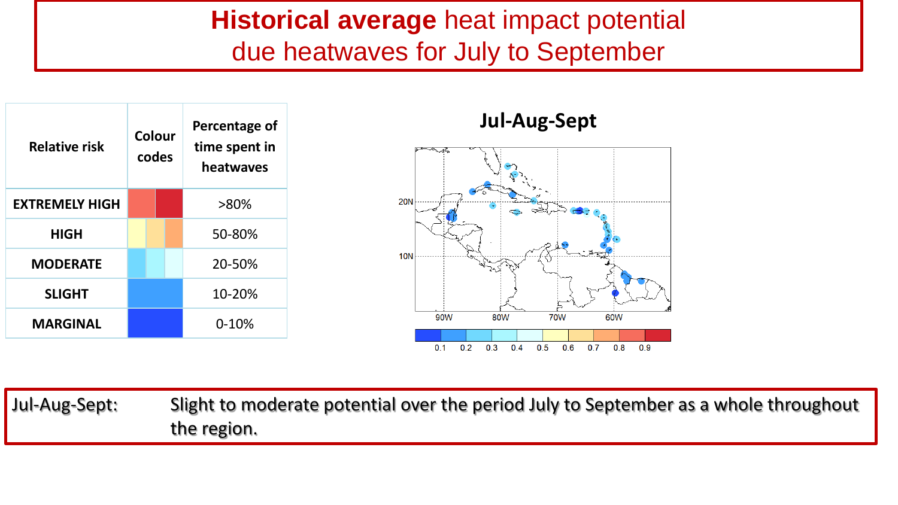# **Historical average** heat impact potential due heatwaves for July to September

| Relative risk | Colour codes | Percentage of time spent in heatwaves |
|---|---|---|
| **EXTREMELY HIGH** | | >80% |
| **HIGH** | | 50-80% |
| **MODERATE** | | 20-50% |
| **SLIGHT** | | 10-20% |
| **MARGINAL** | | 0-10% |

**Jul-Aug-Sept**

20N
10N
90W 80W 70W 60W
0.1 0.2 0.3 0.4 0.5 0.6 0.7 0.8 0.9

Jul-Aug-Sept: Slight to moderate potential over the period July to September as a whole throughout the region.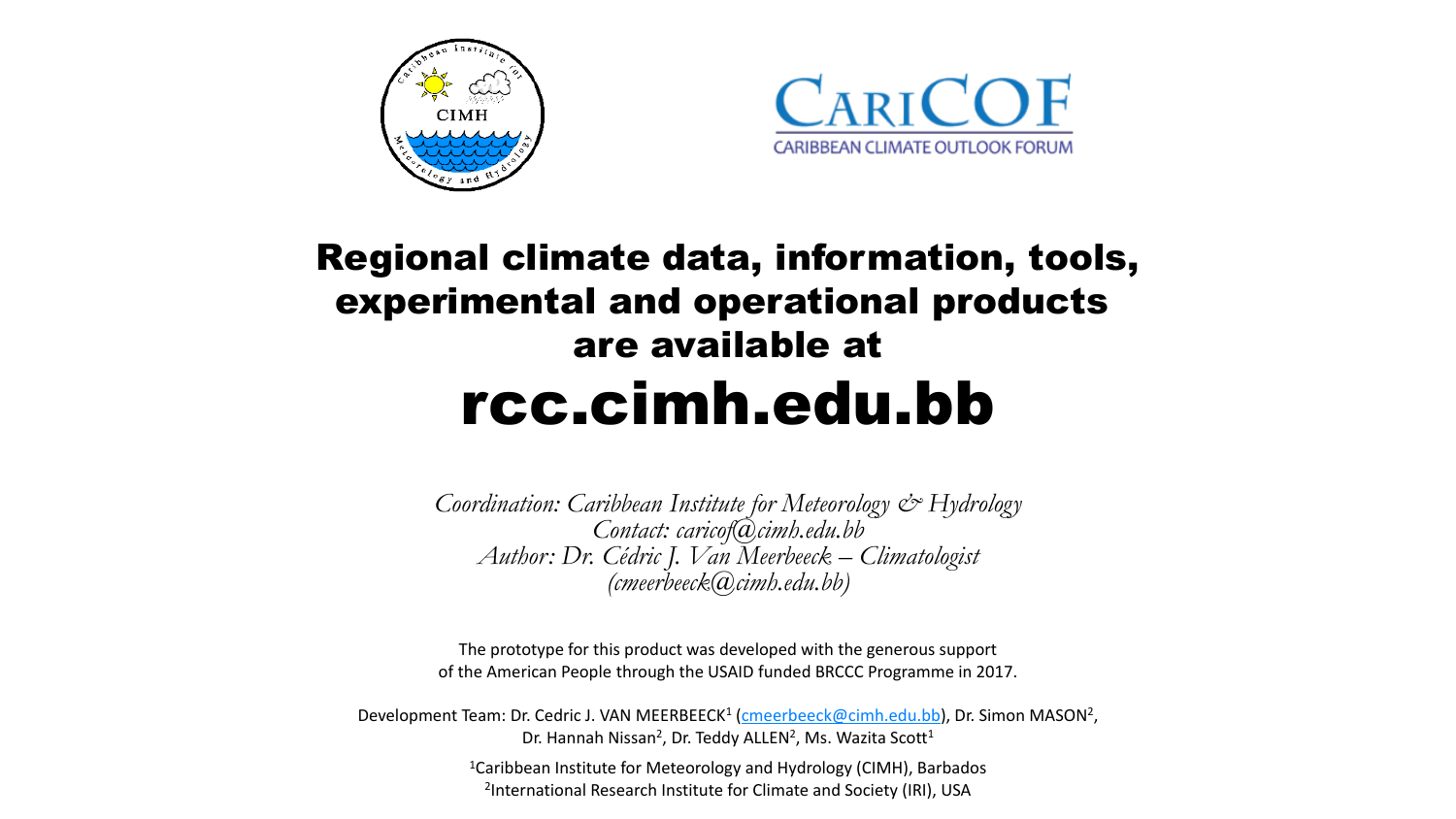CIMH

Caribbean Institute for Meteorology and Hydrology

CariCOF

CARIBBEAN CLIMATE OUTLOOK FORUM

# Regional climate data, information, tools, experimental and operational products are available at

# rcc.cimh.edu.bb

*Coordination: Caribbean Institute for Meteorology & Hydrology*
*Contact: caricof@cimh.edu.bb*
*Author: Dr. Cédric J. Van Meerbeeck – Climatologist*
*(cmeerbeeck@cimh.edu.bb)*

The prototype for this product was developed with the generous support of the American People through the USAID funded BRCCC Programme in 2017.

Development Team: Dr. Cedric J. VAN MEERBEECK[1] (cmeerbeeck@cimh.edu.bb), Dr. Simon MASON[2], Dr. Hannah Nissan[2], Dr. Teddy ALLEN[2], Ms. Wazita Scott[1]

[1]Caribbean Institute for Meteorology and Hydrology (CIMH), Barbados
[2]International Research Institute for Climate and Society (IRI), USA